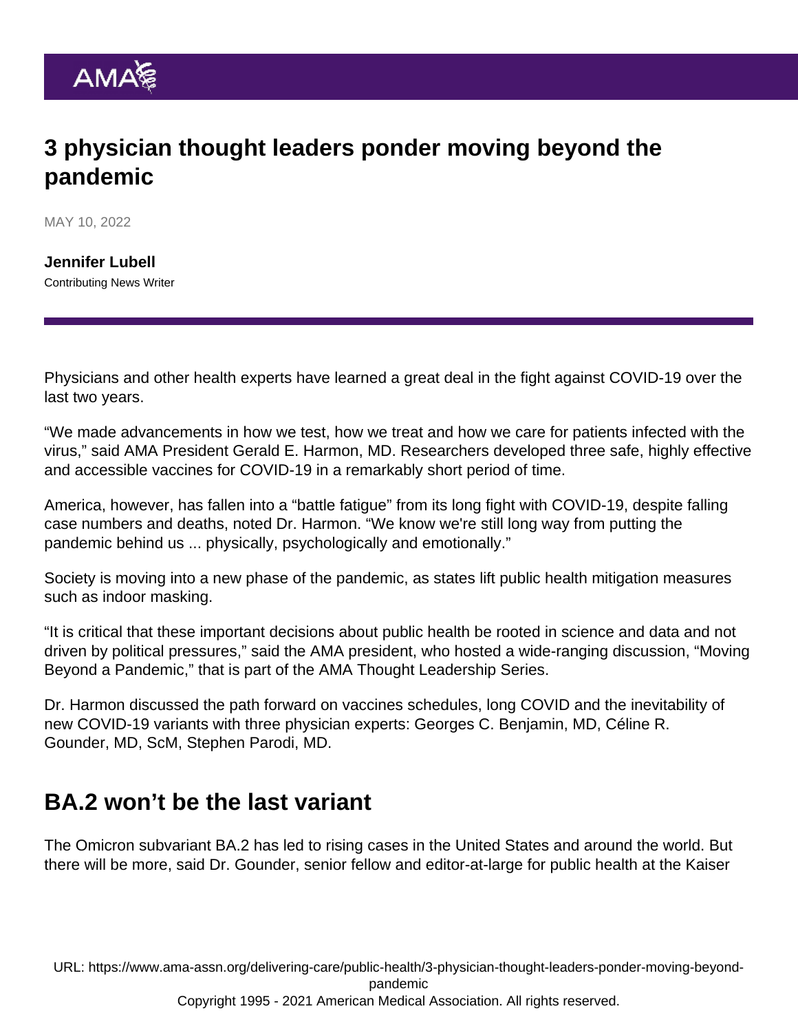# 3 physician thought leaders ponder moving beyond the pandemic

MAY 10, 2022

**Jennifer Lubell**
Contributing News Writer

Physicians and other health experts have learned a great deal in the fight against COVID-19 over the last two years.

“We made advancements in how we test, how we treat and how we care for patients infected with the virus,” said AMA President Gerald E. Harmon, MD. Researchers developed three safe, highly effective and accessible vaccines for COVID-19 in a remarkably short period of time.

America, however, has fallen into a “battle fatigue” from its long fight with COVID-19, despite falling case numbers and deaths, noted Dr. Harmon. “We know we're still long way from putting the pandemic behind us ... physically, psychologically and emotionally.”

Society is moving into a new phase of the pandemic, as states lift public health mitigation measures such as indoor masking.

“It is critical that these important decisions about public health be rooted in science and data and not driven by political pressures,” said the AMA president, who hosted a wide-ranging discussion, “Moving Beyond a Pandemic,” that is part of the AMA Thought Leadership Series.

Dr. Harmon discussed the path forward on vaccines schedules, long COVID and the inevitability of new COVID-19 variants with three physician experts: Georges C. Benjamin, MD, Céline R. Gounder, MD, ScM, Stephen Parodi, MD.

## BA.2 won’t be the last variant

The Omicron subvariant BA.2 has led to rising cases in the United States and around the world. But there will be more, said Dr. Gounder, senior fellow and editor-at-large for public health at the Kaiser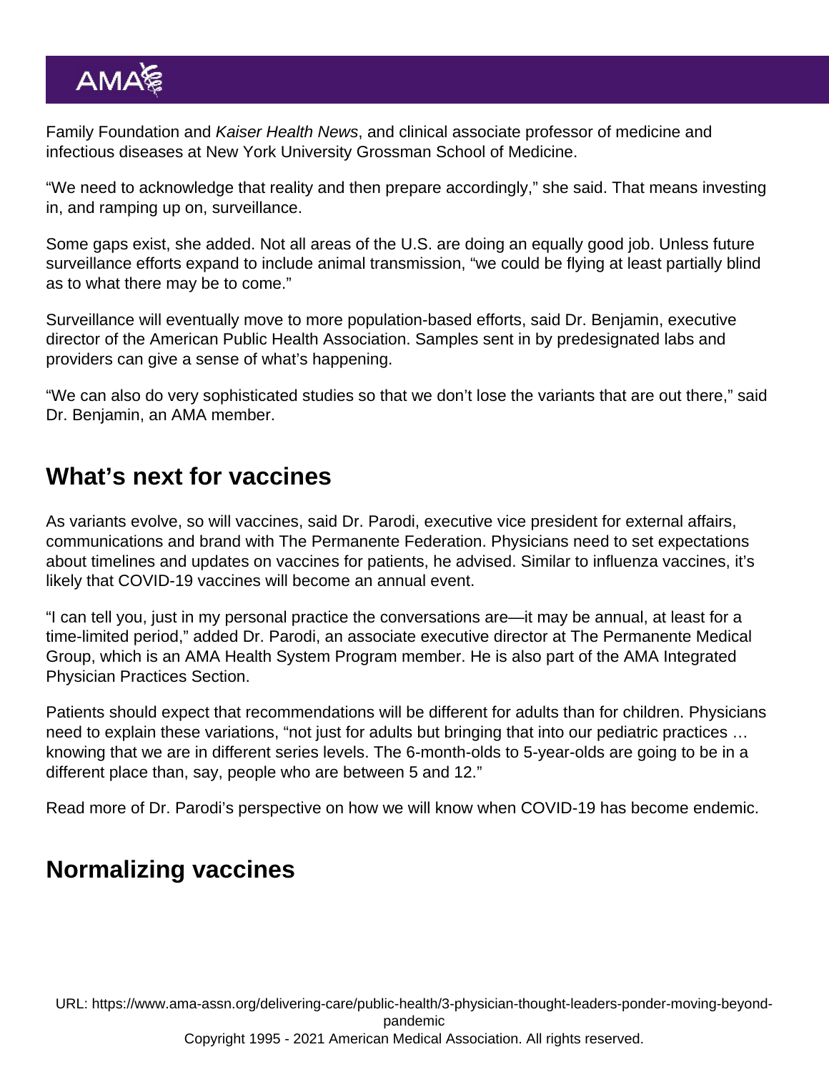Family Foundation and *Kaiser Health News*, and clinical associate professor of medicine and infectious diseases at New York University Grossman School of Medicine.

"We need to acknowledge that reality and then prepare accordingly," she said. That means investing in, and ramping up on, surveillance.

Some gaps exist, she added. Not all areas of the U.S. are doing an equally good job. Unless future surveillance efforts expand to include animal transmission, "we could be flying at least partially blind as to what there may be to come."

Surveillance will eventually move to more population-based efforts, said Dr. Benjamin, executive director of the American Public Health Association. Samples sent in by predesignated labs and providers can give a sense of what's happening.

"We can also do very sophisticated studies so that we don't lose the variants that are out there," said Dr. Benjamin, an AMA member.

## What's next for vaccines

As variants evolve, so will vaccines, said Dr. Parodi, executive vice president for external affairs, communications and brand with The Permanente Federation. Physicians need to set expectations about timelines and updates on vaccines for patients, he advised. Similar to influenza vaccines, it's likely that COVID-19 vaccines will become an annual event.

"I can tell you, just in my personal practice the conversations are—it may be annual, at least for a time-limited period," added Dr. Parodi, an associate executive director at The Permanente Medical Group, which is an AMA Health System Program member. He is also part of the AMA Integrated Physician Practices Section.

Patients should expect that recommendations will be different for adults than for children. Physicians need to explain these variations, "not just for adults but bringing that into our pediatric practices … knowing that we are in different series levels. The 6-month-olds to 5-year-olds are going to be in a different place than, say, people who are between 5 and 12."

Read more of Dr. Parodi's perspective on how we will know when COVID-19 has become endemic.

## Normalizing vaccines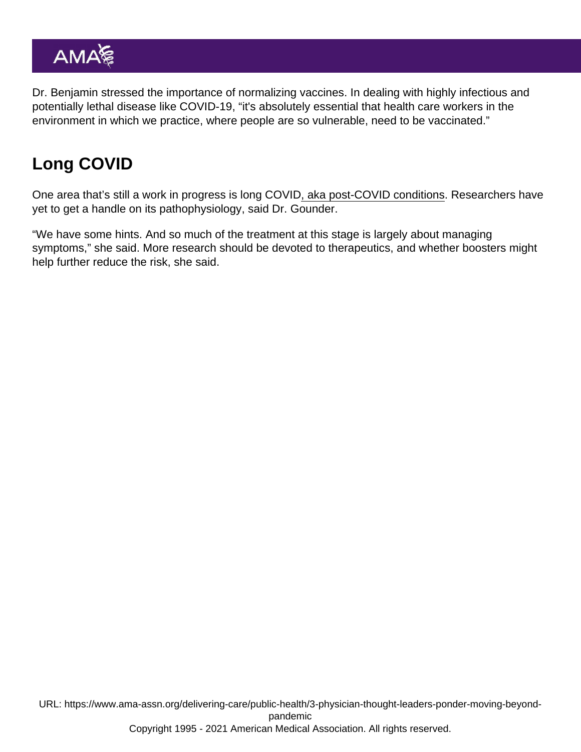Dr. Benjamin stressed the importance of normalizing vaccines. In dealing with highly infectious and potentially lethal disease like COVID-19, "it's absolutely essential that health care workers in the environment in which we practice, where people are so vulnerable, need to be vaccinated."

## Long COVID

One area that's still a work in progress is long COVID, aka post-COVID conditions. Researchers have yet to get a handle on its pathophysiology, said Dr. Gounder.

"We have some hints. And so much of the treatment at this stage is largely about managing symptoms," she said. More research should be devoted to therapeutics, and whether boosters might help further reduce the risk, she said.